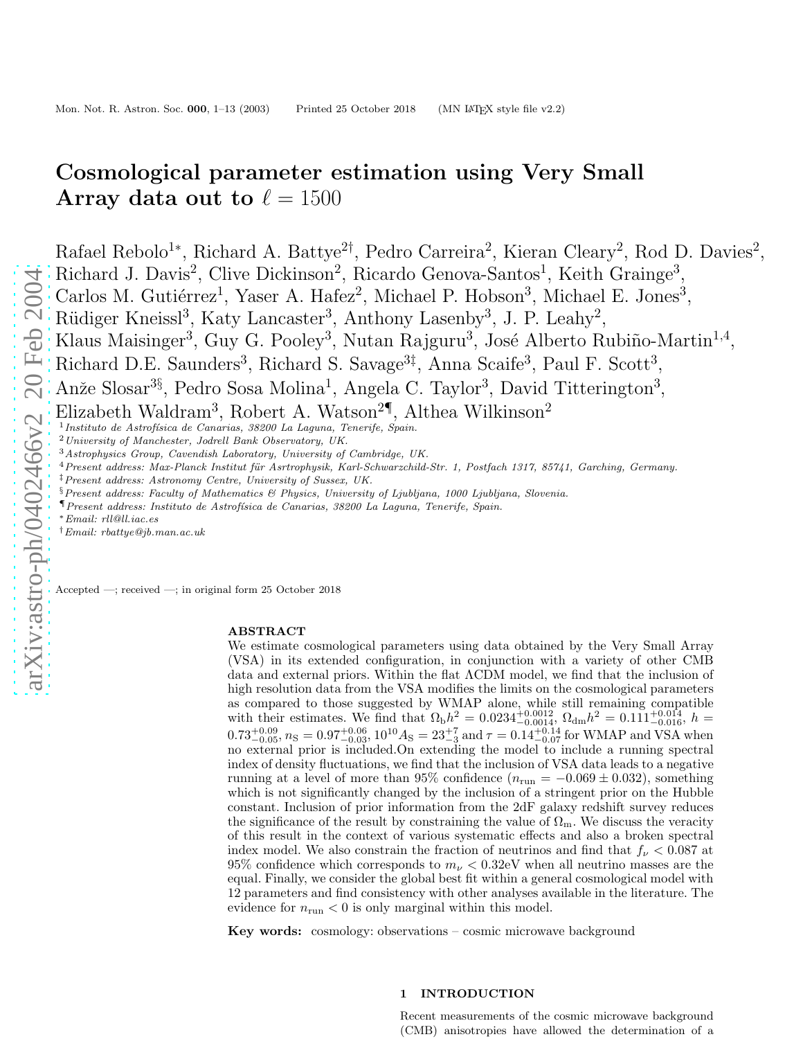# Cosmological parameter estimation using Very Small Array data out to $\ell = 1500$

Rafael Rebolo[1*], Richard A. Battye[2†], Pedro Carreira[2], Kieran Cleary[2], Rod D. Davies[2], Richard J. Davis[2], Clive Dickinson[2], Ricardo Genova-Santos[1], Keith Grainge[3], Carlos M. Gutiérrez[1], Yaser A. Hafez[2], Michael P. Hobson[3], Michael E. Jones[3], Rüdiger Kneissl[3], Katy Lancaster[3], Anthony Lasenby[3], J. P. Leahy[2], Klaus Maisinger[3], Guy G. Pooley[3], Nutan Rajguru[3], José Alberto Rubiño-Martin[1,4], Richard D.E. Saunders[3], Richard S. Savage[3‡], Anna Scaife[3], Paul F. Scott[3], Anže Slosar[3§], Pedro Sosa Molina[1], Angela C. Taylor[3], David Titterington[3], Elizabeth Waldram[3], Robert A. Watson[2¶], Althea Wilkinson[2]

[1] *Instituto de Astrofísica de Canarias, 38200 La Laguna, Tenerife, Spain.*
[2] *University of Manchester, Jodrell Bank Observatory, UK.*
[3] *Astrophysics Group, Cavendish Laboratory, University of Cambridge, UK.*
[4] *Present address: Max-Planck Institut für Asrtrophysik, Karl-Schwarzchild-Str. 1, Postfach 1317, 85741, Garching, Germany.*
[‡] *Present address: Astronomy Centre, University of Sussex, UK.*
[§] *Present address: Faculty of Mathematics & Physics, University of Ljubljana, 1000 Ljubljana, Slovenia.*
[¶] *Present address: Instituto de Astrofísica de Canarias, 38200 La Laguna, Tenerife, Spain.*
[*] *Email: rll@ll.iac.es*
[†] *Email: rbattye@jb.man.ac.uk*

Accepted —; received —; in original form 25 October 2018

## ABSTRACT

We estimate cosmological parameters using data obtained by the Very Small Array (VSA) in its extended configuration, in conjunction with a variety of other CMB data and external priors. Within the flat ΛCDM model, we find that the inclusion of high resolution data from the VSA modifies the limits on the cosmological parameters as compared to those suggested by WMAP alone, while still remaining compatible with their estimates. We find that $\Omega_{\rm b}h^2 = 0.0234^{+0.0012}_{-0.0014}$, $\Omega_{\rm dm}h^2 = 0.111^{+0.014}_{-0.016}$, $h = 0.73^{+0.09}_{-0.05}$, $n_{\rm S} = 0.97^{+0.06}_{-0.03}$, $10^{10}A_{\rm S} = 23^{+7}_{-3}$ and $\tau = 0.14^{+0.14}_{-0.07}$ for WMAP and VSA when no external prior is included.On extending the model to include a running spectral index of density fluctuations, we find that the inclusion of VSA data leads to a negative running at a level of more than 95% confidence ($n_{\rm run} = -0.069 \pm 0.032$), something which is not significantly changed by the inclusion of a stringent prior on the Hubble constant. Inclusion of prior information from the 2dF galaxy redshift survey reduces the significance of the result by constraining the value of $\Omega_{\rm m}$. We discuss the veracity of this result in the context of various systematic effects and also a broken spectral index model. We also constrain the fraction of neutrinos and find that $f_\nu < 0.087$ at 95% confidence which corresponds to $m_\nu < 0.32$eV when all neutrino masses are the equal. Finally, we consider the global best fit within a general cosmological model with 12 parameters and find consistency with other analyses available in the literature. The evidence for $n_{\rm run} < 0$ is only marginal within this model.

**Key words:** cosmology: observations – cosmic microwave background

## 1 INTRODUCTION

Recent measurements of the cosmic microwave background (CMB) anisotropies have allowed the determination of a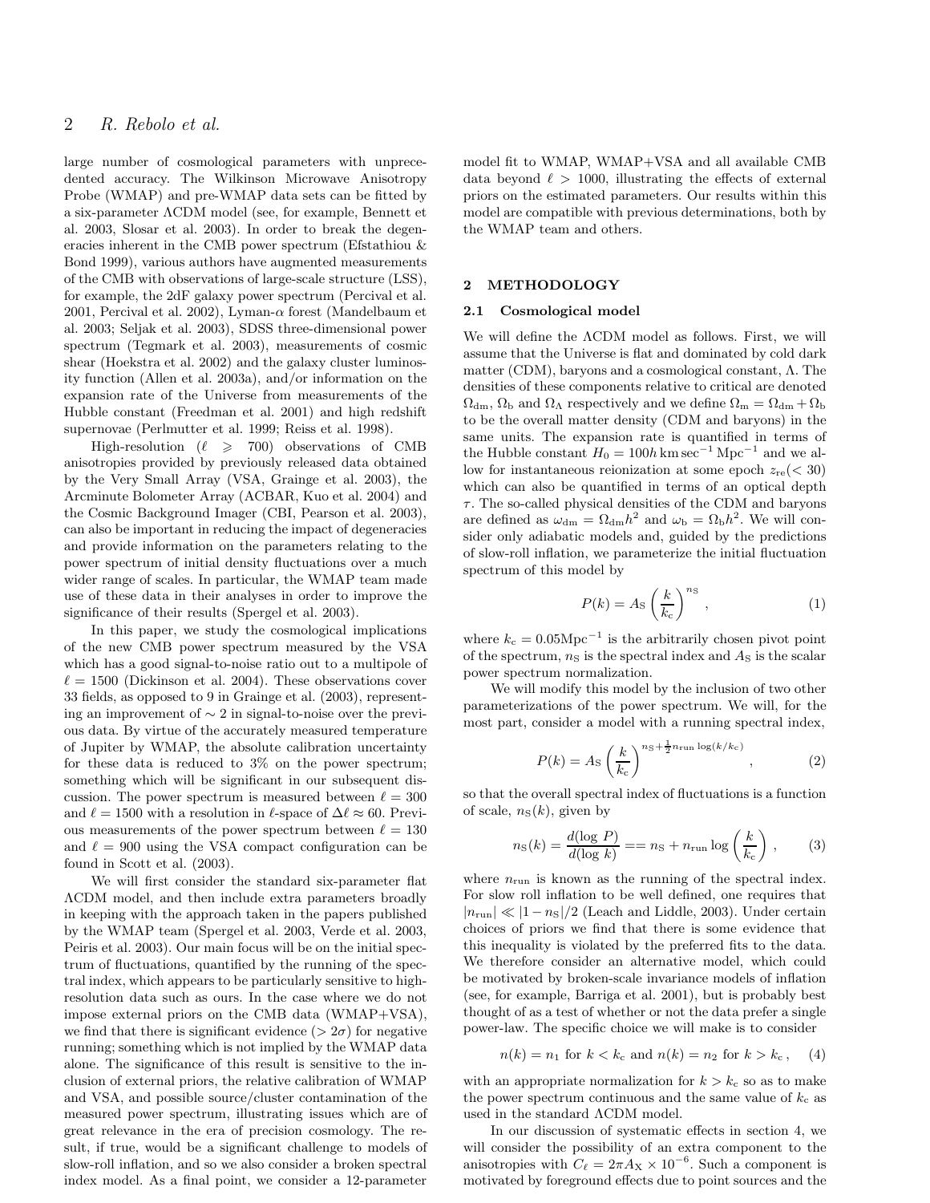large number of cosmological parameters with unprecedented accuracy. The Wilkinson Microwave Anisotropy Probe (WMAP) and pre-WMAP data sets can be fitted by a six-parameter ΛCDM model (see, for example, Bennett et al. 2003, Slosar et al. 2003). In order to break the degeneracies inherent in the CMB power spectrum (Efstathiou & Bond 1999), various authors have augmented measurements of the CMB with observations of large-scale structure (LSS), for example, the 2dF galaxy power spectrum (Percival et al. 2001, Percival et al. 2002), Lyman-$\alpha$ forest (Mandelbaum et al. 2003; Seljak et al. 2003), SDSS three-dimensional power spectrum (Tegmark et al. 2003), measurements of cosmic shear (Hoekstra et al. 2002) and the galaxy cluster luminosity function (Allen et al. 2003a), and/or information on the expansion rate of the Universe from measurements of the Hubble constant (Freedman et al. 2001) and high redshift supernovae (Perlmutter et al. 1999; Reiss et al. 1998).

High-resolution ($\ell \geqslant 700$) observations of CMB anisotropies provided by previously released data obtained by the Very Small Array (VSA, Grainge et al. 2003), the Arcminute Bolometer Array (ACBAR, Kuo et al. 2004) and the Cosmic Background Imager (CBI, Pearson et al. 2003), can also be important in reducing the impact of degeneracies and provide information on the parameters relating to the power spectrum of initial density fluctuations over a much wider range of scales. In particular, the WMAP team made use of these data in their analyses in order to improve the significance of their results (Spergel et al. 2003).

In this paper, we study the cosmological implications of the new CMB power spectrum measured by the VSA which has a good signal-to-noise ratio out to a multipole of $\ell = 1500$ (Dickinson et al. 2004). These observations cover 33 fields, as opposed to 9 in Grainge et al. (2003), representing an improvement of $\sim 2$ in signal-to-noise over the previous data. By virtue of the accurately measured temperature of Jupiter by WMAP, the absolute calibration uncertainty for these data is reduced to 3% on the power spectrum; something which will be significant in our subsequent discussion. The power spectrum is measured between $\ell = 300$ and $\ell = 1500$ with a resolution in $\ell$-space of $\Delta\ell \approx 60$. Previous measurements of the power spectrum between $\ell = 130$ and $\ell = 900$ using the VSA compact configuration can be found in Scott et al. (2003).

We will first consider the standard six-parameter flat ΛCDM model, and then include extra parameters broadly in keeping with the approach taken in the papers published by the WMAP team (Spergel et al. 2003, Verde et al. 2003, Peiris et al. 2003). Our main focus will be on the initial spectrum of fluctuations, quantified by the running of the spectral index, which appears to be particularly sensitive to high-resolution data such as ours. In the case where we do not impose external priors on the CMB data (WMAP+VSA), we find that there is significant evidence ($> 2\sigma$) for negative running; something which is not implied by the WMAP data alone. The significance of this result is sensitive to the inclusion of external priors, the relative calibration of WMAP and VSA, and possible source/cluster contamination of the measured power spectrum, illustrating issues which are of great relevance in the era of precision cosmology. The result, if true, would be a significant challenge to models of slow-roll inflation, and so we also consider a broken spectral index model. As a final point, we consider a 12-parameter model fit to WMAP, WMAP+VSA and all available CMB data beyond $\ell > 1000$, illustrating the effects of external priors on the estimated parameters. Our results within this model are compatible with previous determinations, both by the WMAP team and others.

## 2 METHODOLOGY

### 2.1 Cosmological model

We will define the ΛCDM model as follows. First, we will assume that the Universe is flat and dominated by cold dark matter (CDM), baryons and a cosmological constant, Λ. The densities of these components relative to critical are denoted $\Omega_{\rm dm}$, $\Omega_{\rm b}$ and $\Omega_\Lambda$ respectively and we define $\Omega_{\rm m} = \Omega_{\rm dm} + \Omega_{\rm b}$ to be the overall matter density (CDM and baryons) in the same units. The expansion rate is quantified in terms of the Hubble constant $H_0 = 100h\,{\rm km\,sec^{-1}\,Mpc^{-1}}$ and we allow for instantaneous reionization at some epoch $z_{\rm re}(< 30)$ which can also be quantified in terms of an optical depth $\tau$. The so-called physical densities of the CDM and baryons are defined as $\omega_{\rm dm} = \Omega_{\rm dm}h^2$ and $\omega_{\rm b} = \Omega_{\rm b}h^2$. We will consider only adiabatic models and, guided by the predictions of slow-roll inflation, we parameterize the initial fluctuation spectrum of this model by

$$P(k) = A_{\rm S}\left(\frac{k}{k_{\rm c}}\right)^{n_{\rm S}}, \qquad (1)$$

where $k_{\rm c} = 0.05{\rm Mpc^{-1}}$ is the arbitrarily chosen pivot point of the spectrum, $n_{\rm S}$ is the spectral index and $A_{\rm S}$ is the scalar power spectrum normalization.

We will modify this model by the inclusion of two other parameterizations of the power spectrum. We will, for the most part, consider a model with a running spectral index,

$$P(k) = A_{\rm S}\left(\frac{k}{k_{\rm c}}\right)^{n_{\rm S}+\frac{1}{2}n_{\rm run}\log(k/k_{\rm c})}, \qquad (2)$$

so that the overall spectral index of fluctuations is a function of scale, $n_{\rm S}(k)$, given by

$$n_{\rm S}(k) = \frac{d(\log P)}{d(\log k)} == n_{\rm S} + n_{\rm run}\log\left(\frac{k}{k_{\rm c}}\right), \qquad (3)$$

where $n_{\rm run}$ is known as the running of the spectral index. For slow roll inflation to be well defined, one requires that $|n_{\rm run}| \ll |1 - n_{\rm S}|/2$ (Leach and Liddle, 2003). Under certain choices of priors we find that there is some evidence that this inequality is violated by the preferred fits to the data. We therefore consider an alternative model, which could be motivated by broken-scale invariance models of inflation (see, for example, Barriga et al. 2001), but is probably best thought of as a test of whether or not the data prefer a single power-law. The specific choice we will make is to consider

$$n(k) = n_1 \text{ for } k < k_{\rm c} \text{ and } n(k) = n_2 \text{ for } k > k_{\rm c}, \qquad (4)$$

with an appropriate normalization for $k > k_{\rm c}$ so as to make the power spectrum continuous and the same value of $k_{\rm c}$ as used in the standard ΛCDM model.

In our discussion of systematic effects in section 4, we will consider the possibility of an extra component to the anisotropies with $C_\ell = 2\pi A_{\rm X} \times 10^{-6}$. Such a component is motivated by foreground effects due to point sources and the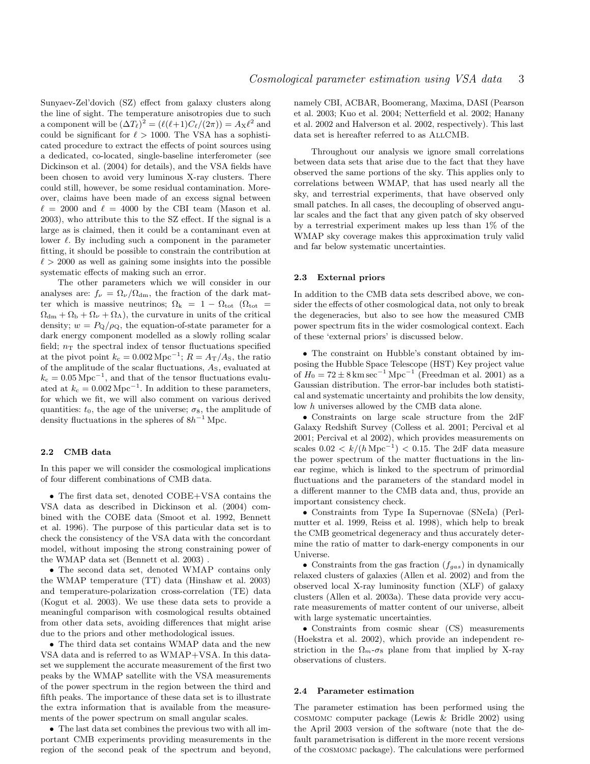Sunyaev-Zel'dovich (SZ) effect from galaxy clusters along the line of sight. The temperature anisotropies due to such a component will be $(\Delta T_\ell)^2 = (\ell(\ell+1)C_\ell/(2\pi)) = A_X \ell^2$ and could be significant for $\ell > 1000$. The VSA has a sophisticated procedure to extract the effects of point sources using a dedicated, co-located, single-baseline interferometer (see Dickinson et al. (2004) for details), and the VSA fields have been chosen to avoid very luminous X-ray clusters. There could still, however, be some residual contamination. Moreover, claims have been made of an excess signal between $\ell = 2000$ and $\ell = 4000$ by the CBI team (Mason et al. 2003), who attribute this to the SZ effect. If the signal is a large as is claimed, then it could be a contaminant even at lower $\ell$. By including such a component in the parameter fitting, it should be possible to constrain the contribution at $\ell > 2000$ as well as gaining some insights into the possible systematic effects of making such an error.

The other parameters which we will consider in our analyses are: $f_\nu = \Omega_\nu/\Omega_{\rm dm}$, the fraction of the dark matter which is massive neutrinos; $\Omega_{\rm k} = 1 - \Omega_{\rm tot}$ ($\Omega_{\rm tot} = \Omega_{\rm dm} + \Omega_{\rm b} + \Omega_\nu + \Omega_\Lambda$), the curvature in units of the critical density; $w = P_{\rm Q}/\rho_{\rm Q}$, the equation-of-state parameter for a dark energy component modelled as a slowly rolling scalar field; $n_{\rm T}$ the spectral index of tensor fluctuations specified at the pivot point $k_{\rm c} = 0.002\,{\rm Mpc}^{-1}$; $R = A_{\rm T}/A_{\rm S}$, the ratio of the amplitude of the scalar fluctuations, $A_{\rm S}$, evaluated at $k_{\rm c} = 0.05\,{\rm Mpc}^{-1}$, and that of the tensor fluctuations evaluated at $k_{\rm c} = 0.002\,{\rm Mpc}^{-1}$. In addition to these parameters, for which we fit, we will also comment on various derived quantities: $t_0$, the age of the universe; $\sigma_8$, the amplitude of density fluctuations in the spheres of $8h^{-1}\,{\rm Mpc}$.

### 2.2 CMB data

In this paper we will consider the cosmological implications of four different combinations of CMB data.

- The first data set, denoted COBE+VSA contains the VSA data as described in Dickinson et al. (2004) combined with the COBE data (Smoot et al. 1992, Bennett et al. 1996). The purpose of this particular data set is to check the consistency of the VSA data with the concordant model, without imposing the strong constraining power of the WMAP data set (Bennett et al. 2003) .
- The second data set, denoted WMAP contains only the WMAP temperature (TT) data (Hinshaw et al. 2003) and temperature-polarization cross-correlation (TE) data (Kogut et al. 2003). We use these data sets to provide a meaningful comparison with cosmological results obtained from other data sets, avoiding differences that might arise due to the priors and other methodological issues.
- The third data set contains WMAP data and the new VSA data and is referred to as WMAP+VSA. In this dataset we supplement the accurate measurement of the first two peaks by the WMAP satellite with the VSA measurements of the power spectrum in the region between the third and fifth peaks. The importance of these data set is to illustrate the extra information that is available from the measurements of the power spectrum on small angular scales.
- The last data set combines the previous two with all important CMB experiments providing measurements in the region of the second peak of the spectrum and beyond, namely CBI, ACBAR, Boomerang, Maxima, DASI (Pearson et al. 2003; Kuo et al. 2004; Netterfield et al. 2002; Hanany et al. 2002 and Halverson et al. 2002, respectively). This last data set is hereafter referred to as AllCMB.

Throughout our analysis we ignore small correlations between data sets that arise due to the fact that they have observed the same portions of the sky. This applies only to correlations between WMAP, that has used nearly all the sky, and terrestrial experiments, that have observed only small patches. In all cases, the decoupling of observed angular scales and the fact that any given patch of sky observed by a terrestrial experiment makes up less than 1% of the WMAP sky coverage makes this approximation truly valid and far below systematic uncertainties.

### 2.3 External priors

In addition to the CMB data sets described above, we consider the effects of other cosmological data, not only to break the degeneracies, but also to see how the measured CMB power spectrum fits in the wider cosmological context. Each of these 'external priors' is discussed below.

- The constraint on Hubble's constant obtained by imposing the Hubble Space Telescope (HST) Key project value of $H_0 = 72 \pm 8\,{\rm km\,sec}^{-1}\,{\rm Mpc}^{-1}$ (Freedman et al. 2001) as a Gaussian distribution. The error-bar includes both statistical and systematic uncertainty and prohibits the low density, low $h$ universes allowed by the CMB data alone.
- Constraints on large scale structure from the 2dF Galaxy Redshift Survey (Colless et al. 2001; Percival et al 2001; Percival et al 2002), which provides measurements on scales $0.02 < k/(h\,{\rm Mpc}^{-1}) < 0.15$. The 2dF data measure the power spectrum of the matter fluctuations in the linear regime, which is linked to the spectrum of primordial fluctuations and the parameters of the standard model in a different manner to the CMB data and, thus, provide an important consistency check.
- Constraints from Type Ia Supernovae (SNeIa) (Perlmutter et al. 1999, Reiss et al. 1998), which help to break the CMB geometrical degeneracy and thus accurately determine the ratio of matter to dark-energy components in our Universe.
- Constraints from the gas fraction ($f_{gas}$) in dynamically relaxed clusters of galaxies (Allen et al. 2002) and from the observed local X-ray luminosity function (XLF) of galaxy clusters (Allen et al. 2003a). These data provide very accurate measurements of matter content of our universe, albeit with large systematic uncertainties.
- Constraints from cosmic shear (CS) measurements (Hoekstra et al. 2002), which provide an independent restriction in the $\Omega_m$-$\sigma_8$ plane from that implied by X-ray observations of clusters.

### 2.4 Parameter estimation

The parameter estimation has been performed using the cosmomc computer package (Lewis & Bridle 2002) using the April 2003 version of the software (note that the default parametrisation is different in the more recent versions of the cosmomc package). The calculations were performed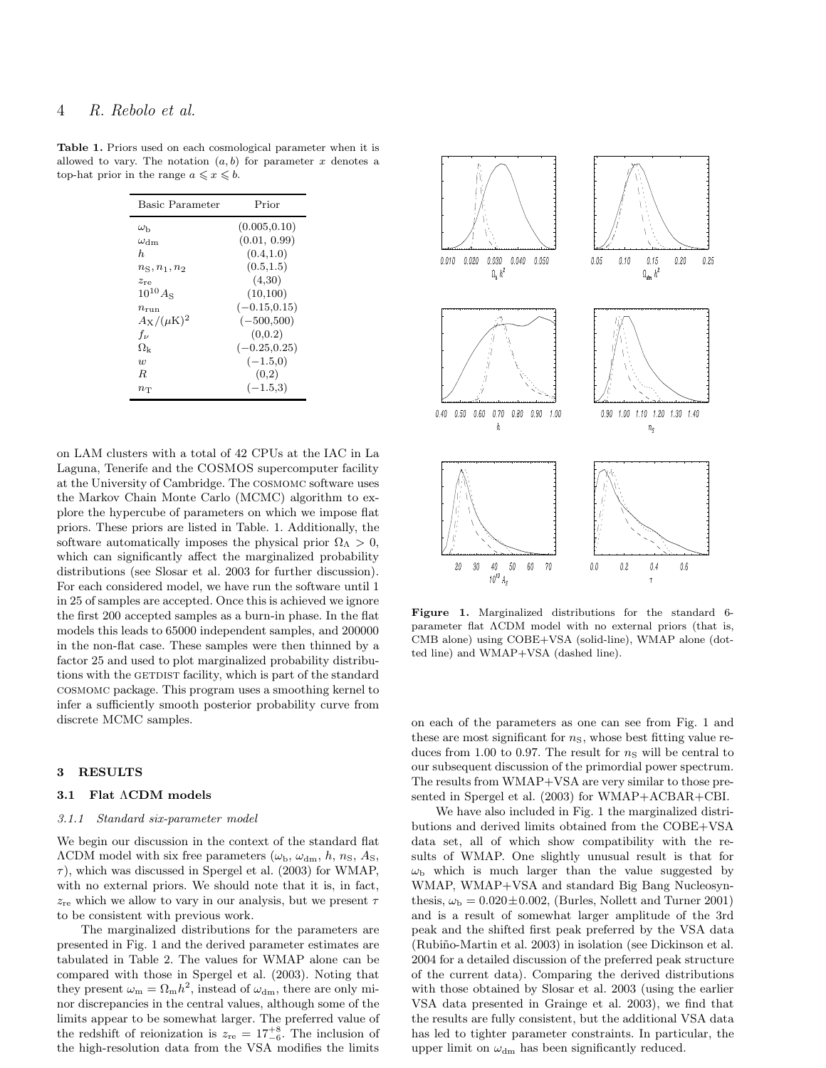**Table 1.** Priors used on each cosmological parameter when it is allowed to vary. The notation $(a,b)$ for parameter $x$ denotes a top-hat prior in the range $a \leqslant x \leqslant b$.

| Basic Parameter | Prior |
|---|---|
| $\omega_{\rm b}$ | (0.005,0.10) |
| $\omega_{\rm dm}$ | (0.01, 0.99) |
| $h$ | (0.4,1.0) |
| $n_{\rm S}, n_1, n_2$ | (0.5,1.5) |
| $z_{\rm re}$ | (4,30) |
| $10^{10}A_{\rm S}$ | (10,100) |
| $n_{\rm run}$ | $(-0.15,0.15)$ |
| $A_{\rm X}/(\mu{\rm K})^2$ | $(-500,500)$ |
| $f_\nu$ | (0,0.2) |
| $\Omega_{\rm k}$ | $(-0.25,0.25)$ |
| $w$ | $(-1.5,0)$ |
| $R$ | (0,2) |
| $n_{\rm T}$ | $(-1.5,3)$ |

on LAM clusters with a total of 42 CPUs at the IAC in La Laguna, Tenerife and the COSMOS supercomputer facility at the University of Cambridge. The COSMOMC software uses the Markov Chain Monte Carlo (MCMC) algorithm to explore the hypercube of parameters on which we impose flat priors. These priors are listed in Table. 1. Additionally, the software automatically imposes the physical prior $\Omega_\Lambda > 0$, which can significantly affect the marginalized probability distributions (see Slosar et al. 2003 for further discussion). For each considered model, we have run the software until 1 in 25 of samples are accepted. Once this is achieved we ignore the first 200 accepted samples as a burn-in phase. In the flat models this leads to 65000 independent samples, and 200000 in the non-flat case. These samples were then thinned by a factor 25 and used to plot marginalized probability distributions with the GETDIST facility, which is part of the standard COSMOMC package. This program uses a smoothing kernel to infer a sufficiently smooth posterior probability curve from discrete MCMC samples.

## 3 RESULTS

### 3.1 Flat ΛCDM models

#### 3.1.1 Standard six-parameter model

We begin our discussion in the context of the standard flat ΛCDM model with six free parameters ($\omega_{\rm b}$, $\omega_{\rm dm}$, $h$, $n_{\rm S}$, $A_{\rm S}$, $\tau$), which was discussed in Spergel et al. (2003) for WMAP, with no external priors. We should note that it is, in fact, $z_{\rm re}$ which we allow to vary in our analysis, but we present $\tau$ to be consistent with previous work.

The marginalized distributions for the parameters are presented in Fig. 1 and the derived parameter estimates are tabulated in Table 2. The values for WMAP alone can be compared with those in Spergel et al. (2003). Noting that they present $\omega_{\rm m} = \Omega_{\rm m}h^2$, instead of $\omega_{\rm dm}$, there are only minor discrepancies in the central values, although some of the limits appear to be somewhat larger. The preferred value of the redshift of reionization is $z_{\rm re} = 17^{+8}_{-6}$. The inclusion of the high-resolution data from the VSA modifies the limits on each of the parameters as one can see from Fig. 1 and these are most significant for $n_{\rm S}$, whose best fitting value reduces from 1.00 to 0.97. The result for $n_{\rm S}$ will be central to our subsequent discussion of the primordial power spectrum. The results from WMAP+VSA are very similar to those presented in Spergel et al. (2003) for WMAP+ACBAR+CBI.

**Figure 1.** Marginalized distributions for the standard 6-parameter flat ΛCDM model with no external priors (that is, CMB alone) using COBE+VSA (solid-line), WMAP alone (dotted line) and WMAP+VSA (dashed line).

We have also included in Fig. 1 the marginalized distributions and derived limits obtained from the COBE+VSA data set, all of which show compatibility with the results of WMAP. One slightly unusual result is that for $\omega_{\rm b}$ which is much larger than the value suggested by WMAP, WMAP+VSA and standard Big Bang Nucleosynthesis, $\omega_{\rm b} = 0.020 \pm 0.002$, (Burles, Nollett and Turner 2001) and is a result of somewhat larger amplitude of the 3rd peak and the shifted first peak preferred by the VSA data (Rubiño-Martin et al. 2003) in isolation (see Dickinson et al. 2004 for a detailed discussion of the preferred peak structure of the current data). Comparing the derived distributions with those obtained by Slosar et al. 2003 (using the earlier VSA data presented in Grainge et al. 2003), we find that the results are fully consistent, but the additional VSA data has led to tighter parameter constraints. In particular, the upper limit on $\omega_{\rm dm}$ has been significantly reduced.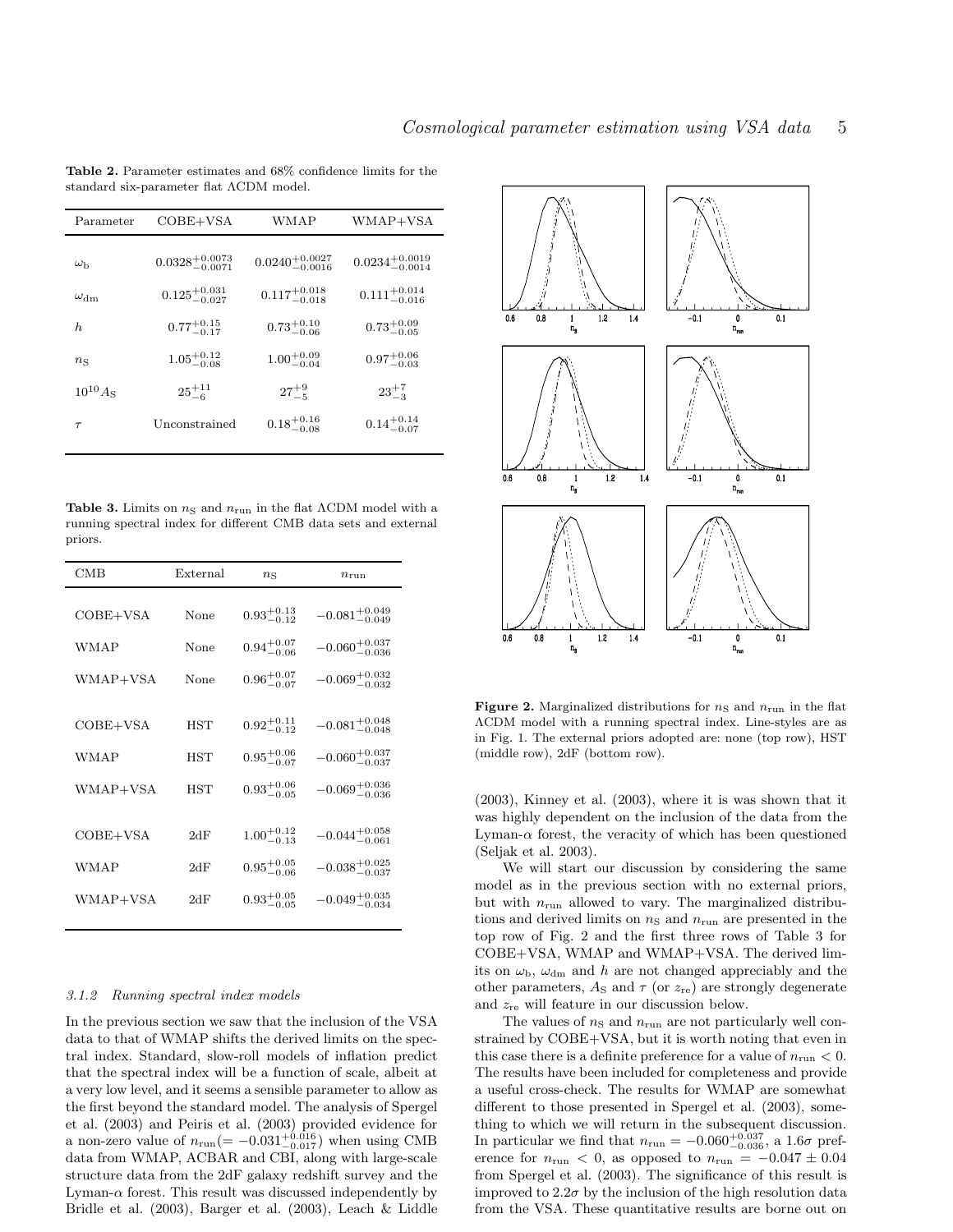**Table 2.** Parameter estimates and 68% confidence limits for the standard six-parameter flat ΛCDM model.

| Parameter | COBE+VSA | WMAP | WMAP+VSA |
|---|---|---|---|
| $\omega_{\rm b}$ | $0.0328^{+0.0073}_{-0.0071}$ | $0.0240^{+0.0027}_{-0.0016}$ | $0.0234^{+0.0019}_{-0.0014}$ |
| $\omega_{\rm dm}$ | $0.125^{+0.031}_{-0.027}$ | $0.117^{+0.018}_{-0.018}$ | $0.111^{+0.014}_{-0.016}$ |
| $h$ | $0.77^{+0.15}_{-0.17}$ | $0.73^{+0.10}_{-0.06}$ | $0.73^{+0.09}_{-0.05}$ |
| $n_{\rm S}$ | $1.05^{+0.12}_{-0.08}$ | $1.00^{+0.09}_{-0.04}$ | $0.97^{+0.06}_{-0.03}$ |
| $10^{10}A_{\rm S}$ | $25^{+11}_{-6}$ | $27^{+9}_{-5}$ | $23^{+7}_{-3}$ |
| $\tau$ | Unconstrained | $0.18^{+0.16}_{-0.08}$ | $0.14^{+0.14}_{-0.07}$ |

**Table 3.** Limits on $n_{\rm S}$ and $n_{\rm run}$ in the flat ΛCDM model with a running spectral index for different CMB data sets and external priors.

| CMB | External | $n_{\rm S}$ | $n_{\rm run}$ |
|---|---|---|---|
| COBE+VSA | None | $0.93^{+0.13}_{-0.12}$ | $-0.081^{+0.049}_{-0.049}$ |
| WMAP | None | $0.94^{+0.07}_{-0.06}$ | $-0.060^{+0.037}_{-0.036}$ |
| WMAP+VSA | None | $0.96^{+0.07}_{-0.07}$ | $-0.069^{+0.032}_{-0.032}$ |
| COBE+VSA | HST | $0.92^{+0.11}_{-0.12}$ | $-0.081^{+0.048}_{-0.048}$ |
| WMAP | HST | $0.95^{+0.06}_{-0.07}$ | $-0.060^{+0.037}_{-0.037}$ |
| WMAP+VSA | HST | $0.93^{+0.06}_{-0.05}$ | $-0.069^{+0.036}_{-0.036}$ |
| COBE+VSA | 2dF | $1.00^{+0.12}_{-0.13}$ | $-0.044^{+0.058}_{-0.061}$ |
| WMAP | 2dF | $0.95^{+0.05}_{-0.06}$ | $-0.038^{+0.025}_{-0.037}$ |
| WMAP+VSA | 2dF | $0.93^{+0.05}_{-0.05}$ | $-0.049^{+0.035}_{-0.034}$ |

**Figure 2.** Marginalized distributions for $n_{\rm S}$ and $n_{\rm run}$ in the flat ΛCDM model with a running spectral index. Line-styles are as in Fig. 1. The external priors adopted are: none (top row), HST (middle row), 2dF (bottom row).

### 3.1.2 Running spectral index models

In the previous section we saw that the inclusion of the VSA data to that of WMAP shifts the derived limits on the spectral index. Standard, slow-roll models of inflation predict that the spectral index will be a function of scale, albeit at a very low level, and it seems a sensible parameter to allow as the first beyond the standard model. The analysis of Spergel et al. (2003) and Peiris et al. (2003) provided evidence for a non-zero value of $n_{\rm run}(=-0.031^{+0.016}_{-0.017})$ when using CMB data from WMAP, ACBAR and CBI, along with large-scale structure data from the 2dF galaxy redshift survey and the Lyman-$\alpha$ forest. This result was discussed independently by Bridle et al. (2003), Barger et al. (2003), Leach & Liddle (2003), Kinney et al. (2003), where it is was shown that it was highly dependent on the inclusion of the data from the Lyman-$\alpha$ forest, the veracity of which has been questioned (Seljak et al. 2003).

We will start our discussion by considering the same model as in the previous section with no external priors, but with $n_{\rm run}$ allowed to vary. The marginalized distributions and derived limits on $n_{\rm S}$ and $n_{\rm run}$ are presented in the top row of Fig. 2 and the first three rows of Table 3 for COBE+VSA, WMAP and WMAP+VSA. The derived limits on $\omega_{\rm b}$, $\omega_{\rm dm}$ and $h$ are not changed appreciably and the other parameters, $A_{\rm S}$ and $\tau$ (or $z_{\rm re}$) are strongly degenerate and $z_{\rm re}$ will feature in our discussion below.

The values of $n_{\rm S}$ and $n_{\rm run}$ are not particularly well constrained by COBE+VSA, but it is worth noting that even in this case there is a definite preference for a value of $n_{\rm run}<0$. The results have been included for completeness and provide a useful cross-check. The results for WMAP are somewhat different to those presented in Spergel et al. (2003), something to which we will return in the subsequent discussion. In particular we find that $n_{\rm run}=-0.060^{+0.037}_{-0.036}$, a $1.6\sigma$ preference for $n_{\rm run}<0$, as opposed to $n_{\rm run}=-0.047\pm0.04$ from Spergel et al. (2003). The significance of this result is improved to $2.2\sigma$ by the inclusion of the high resolution data from the VSA. These quantitative results are borne out on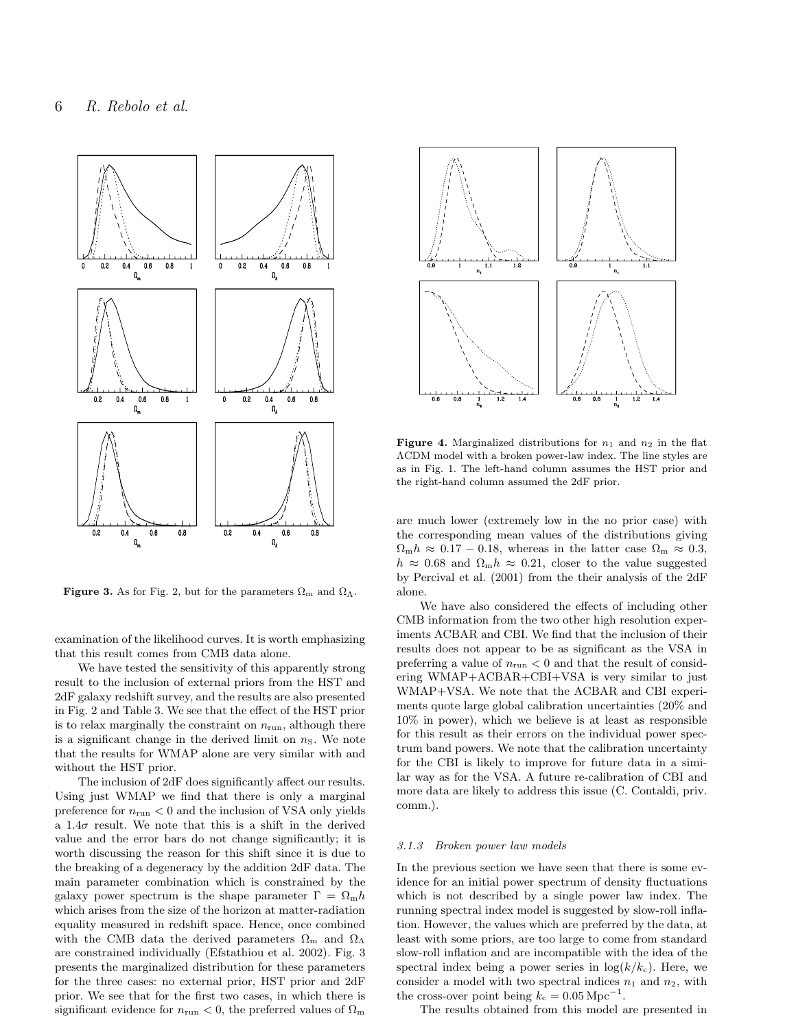**Figure 3.** As for Fig. 2, but for the parameters $\Omega_{\rm m}$ and $\Omega_\Lambda$.

examination of the likelihood curves. It is worth emphasizing that this result comes from CMB data alone.

We have tested the sensitivity of this apparently strong result to the inclusion of external priors from the HST and 2dF galaxy redshift survey, and the results are also presented in Fig. 2 and Table 3. We see that the effect of the HST prior is to relax marginally the constraint on $n_{\rm run}$, although there is a significant change in the derived limit on $n_{\rm S}$. We note that the results for WMAP alone are very similar with and without the HST prior.

The inclusion of 2dF does significantly affect our results. Using just WMAP we find that there is only a marginal preference for $n_{\rm run} < 0$ and the inclusion of VSA only yields a $1.4\sigma$ result. We note that this is a shift in the derived value and the error bars do not change significantly; it is worth discussing the reason for this shift since it is due to the breaking of a degeneracy by the addition 2dF data. The main parameter combination which is constrained by the galaxy power spectrum is the shape parameter $\Gamma = \Omega_{\rm m}h$ which arises from the size of the horizon at matter-radiation equality measured in redshift space. Hence, once combined with the CMB data the derived parameters $\Omega_{\rm m}$ and $\Omega_\Lambda$ are constrained individually (Efstathiou et al. 2002). Fig. 3 presents the marginalized distribution for these parameters for the three cases: no external prior, HST prior and 2dF prior. We see that for the first two cases, in which there is significant evidence for $n_{\rm run} < 0$, the preferred values of $\Omega_{\rm m}$ are much lower (extremely low in the no prior case) with the corresponding mean values of the distributions giving $\Omega_{\rm m}h \approx 0.17 - 0.18$, whereas in the latter case $\Omega_{\rm m} \approx 0.3$, $h \approx 0.68$ and $\Omega_{\rm m}h \approx 0.21$, closer to the value suggested by Percival et al. (2001) from the their analysis of the 2dF alone.

**Figure 4.** Marginalized distributions for $n_1$ and $n_2$ in the flat $\Lambda$CDM model with a broken power-law index. The line styles are as in Fig. 1. The left-hand column assumes the HST prior and the right-hand column assumed the 2dF prior.

We have also considered the effects of including other CMB information from the two other high resolution experiments ACBAR and CBI. We find that the inclusion of their results does not appear to be as significant as the VSA in preferring a value of $n_{\rm run} < 0$ and that the result of considering WMAP+ACBAR+CBI+VSA is very similar to just WMAP+VSA. We note that the ACBAR and CBI experiments quote large global calibration uncertainties (20% and 10% in power), which we believe is at least as responsible for this result as their errors on the individual power spectrum band powers. We note that the calibration uncertainty for the CBI is likely to improve for future data in a similar way as for the VSA. A future re-calibration of CBI and more data are likely to address this issue (C. Contaldi, priv. comm.).

#### 3.1.3 Broken power law models

In the previous section we have seen that there is some evidence for an initial power spectrum of density fluctuations which is not described by a single power law index. The running spectral index model is suggested by slow-roll inflation. However, the values which are preferred by the data, at least with some priors, are too large to come from standard slow-roll inflation and are incompatible with the idea of the spectral index being a power series in $\log(k/k_{\rm c})$. Here, we consider a model with two spectral indices $n_1$ and $n_2$, with the cross-over point being $k_{\rm c} = 0.05\,{\rm Mpc}^{-1}$.

The results obtained from this model are presented in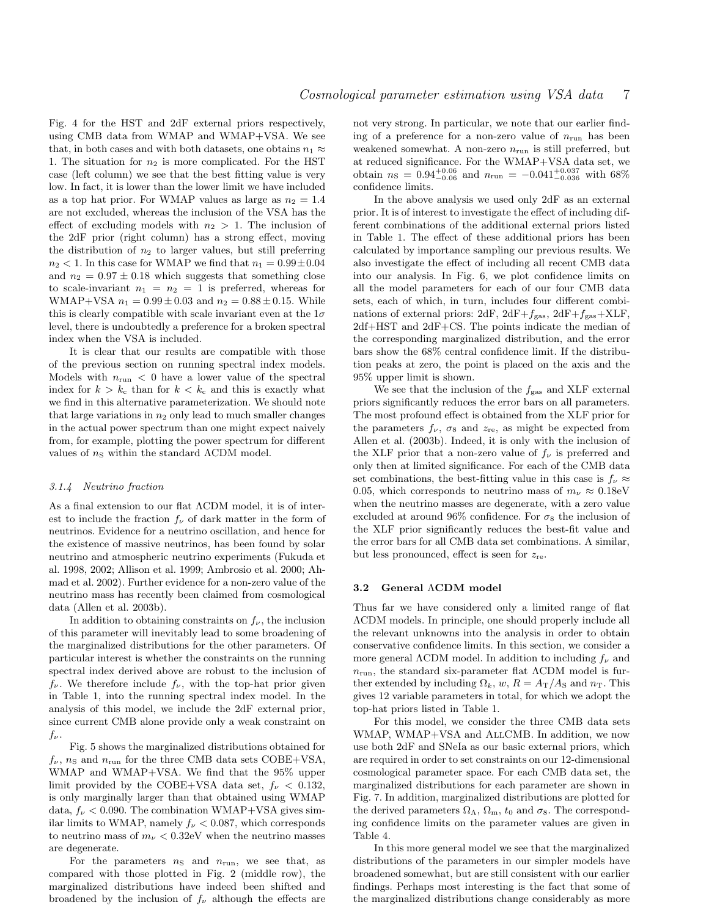Fig. 4 for the HST and 2dF external priors respectively, using CMB data from WMAP and WMAP+VSA. We see that, in both cases and with both datasets, one obtains $n_1 \approx 1$. The situation for $n_2$ is more complicated. For the HST case (left column) we see that the best fitting value is very low. In fact, it is lower than the lower limit we have included as a top hat prior. For WMAP values as large as $n_2 = 1.4$ are not excluded, whereas the inclusion of the VSA has the effect of excluding models with $n_2 > 1$. The inclusion of the 2dF prior (right column) has a strong effect, moving the distribution of $n_2$ to larger values, but still preferring $n_2 < 1$. In this case for WMAP we find that $n_1 = 0.99 \pm 0.04$ and $n_2 = 0.97 \pm 0.18$ which suggests that something close to scale-invariant $n_1 = n_2 = 1$ is preferred, whereas for WMAP+VSA $n_1 = 0.99 \pm 0.03$ and $n_2 = 0.88 \pm 0.15$. While this is clearly compatible with scale invariant even at the $1\sigma$ level, there is undoubtedly a preference for a broken spectral index when the VSA is included.

It is clear that our results are compatible with those of the previous section on running spectral index models. Models with $n_{\rm run} < 0$ have a lower value of the spectral index for $k > k_{\rm c}$ than for $k < k_{\rm c}$ and this is exactly what we find in this alternative parameterization. We should note that large variations in $n_2$ only lead to much smaller changes in the actual power spectrum than one might expect naively from, for example, plotting the power spectrum for different values of $n_{\rm S}$ within the standard ΛCDM model.

### 3.1.4 Neutrino fraction

As a final extension to our flat ΛCDM model, it is of interest to include the fraction $f_\nu$ of dark matter in the form of neutrinos. Evidence for a neutrino oscillation, and hence for the existence of massive neutrinos, has been found by solar neutrino and atmospheric neutrino experiments (Fukuda et al. 1998, 2002; Allison et al. 1999; Ambrosio et al. 2000; Ahmad et al. 2002). Further evidence for a non-zero value of the neutrino mass has recently been claimed from cosmological data (Allen et al. 2003b).

In addition to obtaining constraints on $f_\nu$, the inclusion of this parameter will inevitably lead to some broadening of the marginalized distributions for the other parameters. Of particular interest is whether the constraints on the running spectral index derived above are robust to the inclusion of $f_\nu$. We therefore include $f_\nu$, with the top-hat prior given in Table 1, into the running spectral index model. In the analysis of this model, we include the 2dF external prior, since current CMB alone provide only a weak constraint on $f_\nu$.

Fig. 5 shows the marginalized distributions obtained for $f_\nu$, $n_{\rm S}$ and $n_{\rm run}$ for the three CMB data sets COBE+VSA, WMAP and WMAP+VSA. We find that the 95% upper limit provided by the COBE+VSA data set, $f_\nu < 0.132$, is only marginally larger than that obtained using WMAP data, $f_\nu < 0.090$. The combination WMAP+VSA gives similar limits to WMAP, namely $f_\nu < 0.087$, which corresponds to neutrino mass of $m_\nu < 0.32$eV when the neutrino masses are degenerate.

For the parameters $n_{\rm S}$ and $n_{\rm run}$, we see that, as compared with those plotted in Fig. 2 (middle row), the marginalized distributions have indeed been shifted and broadened by the inclusion of $f_\nu$ although the effects are not very strong. In particular, we note that our earlier finding of a preference for a non-zero value of $n_{\rm run}$ has been weakened somewhat. A non-zero $n_{\rm run}$ is still preferred, but at reduced significance. For the WMAP+VSA data set, we obtain $n_{\rm S} = 0.94^{+0.06}_{-0.06}$ and $n_{\rm run} = -0.041^{+0.037}_{-0.036}$ with 68% confidence limits.

In the above analysis we used only 2dF as an external prior. It is of interest to investigate the effect of including different combinations of the additional external priors listed in Table 1. The effect of these additional priors has been calculated by importance sampling our previous results. We also investigate the effect of including all recent CMB data into our analysis. In Fig. 6, we plot confidence limits on all the model parameters for each of our four CMB data sets, each of which, in turn, includes four different combinations of external priors: 2dF, 2dF+$f_{\rm gas}$, 2dF+$f_{\rm gas}$+XLF, 2df+HST and 2dF+CS. The points indicate the median of the corresponding marginalized distribution, and the error bars show the 68% central confidence limit. If the distribution peaks at zero, the point is placed on the axis and the 95% upper limit is shown.

We see that the inclusion of the $f_{\rm gas}$ and XLF external priors significantly reduces the error bars on all parameters. The most profound effect is obtained from the XLF prior for the parameters $f_\nu$, $\sigma_8$ and $z_{\rm re}$, as might be expected from Allen et al. (2003b). Indeed, it is only with the inclusion of the XLF prior that a non-zero value of $f_\nu$ is preferred and only then at limited significance. For each of the CMB data set combinations, the best-fitting value in this case is $f_\nu \approx 0.05$, which corresponds to neutrino mass of $m_\nu \approx 0.18$eV when the neutrino masses are degenerate, with a zero value excluded at around 96% confidence. For $\sigma_8$ the inclusion of the XLF prior significantly reduces the best-fit value and the error bars for all CMB data set combinations. A similar, but less pronounced, effect is seen for $z_{\rm re}$.

## 3.2 General ΛCDM model

Thus far we have considered only a limited range of flat ΛCDM models. In principle, one should properly include all the relevant unknowns into the analysis in order to obtain conservative confidence limits. In this section, we consider a more general ΛCDM model. In addition to including $f_\nu$ and $n_{\rm run}$, the standard six-parameter flat ΛCDM model is further extended by including $\Omega_k$, $w$, $R = A_{\rm T}/A_{\rm S}$ and $n_{\rm T}$. This gives 12 variable parameters in total, for which we adopt the top-hat priors listed in Table 1.

For this model, we consider the three CMB data sets WMAP, WMAP+VSA and AllCMB. In addition, we now use both 2dF and SNeIa as our basic external priors, which are required in order to set constraints on our 12-dimensional cosmological parameter space. For each CMB data set, the marginalized distributions for each parameter are shown in Fig. 7. In addition, marginalized distributions are plotted for the derived parameters $\Omega_\Lambda$, $\Omega_{\rm m}$, $t_0$ and $\sigma_8$. The corresponding confidence limits on the parameter values are given in Table 4.

In this more general model we see that the marginalized distributions of the parameters in our simpler models have broadened somewhat, but are still consistent with our earlier findings. Perhaps most interesting is the fact that some of the marginalized distributions change considerably as more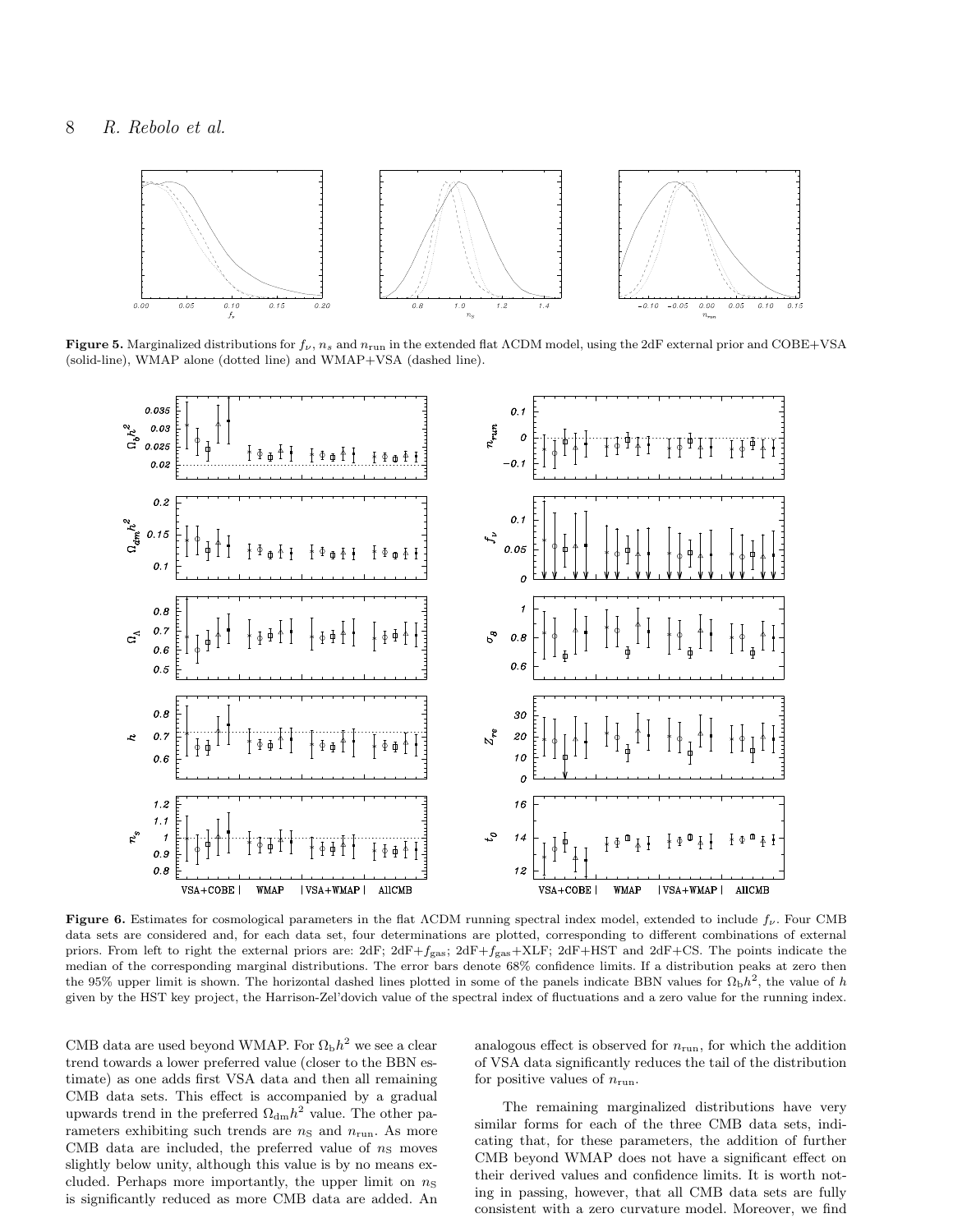**Figure 5.** Marginalized distributions for $f_\nu$, $n_s$ and $n_{\rm run}$ in the extended flat ΛCDM model, using the 2dF external prior and COBE+VSA (solid-line), WMAP alone (dotted line) and WMAP+VSA (dashed line).

**Figure 6.** Estimates for cosmological parameters in the flat ΛCDM running spectral index model, extended to include $f_\nu$. Four CMB data sets are considered and, for each data set, four determinations are plotted, corresponding to different combinations of external priors. From left to right the external priors are: 2dF; 2dF+$f_{\rm gas}$; 2dF+$f_{\rm gas}$+XLF; 2dF+HST and 2dF+CS. The points indicate the median of the corresponding marginal distributions. The error bars denote 68% confidence limits. If a distribution peaks at zero then the 95% upper limit is shown. The horizontal dashed lines plotted in some of the panels indicate BBN values for $\Omega_{\rm b}h^2$, the value of $h$ given by the HST key project, the Harrison-Zel'dovich value of the spectral index of fluctuations and a zero value for the running index.

CMB data are used beyond WMAP. For $\Omega_{\rm b}h^2$ we see a clear trend towards a lower preferred value (closer to the BBN estimate) as one adds first VSA data and then all remaining CMB data sets. This effect is accompanied by a gradual upwards trend in the preferred $\Omega_{\rm dm}h^2$ value. The other parameters exhibiting such trends are $n_{\rm S}$ and $n_{\rm run}$. As more CMB data are included, the preferred value of $n_{\rm S}$ moves slightly below unity, although this value is by no means excluded. Perhaps more importantly, the upper limit on $n_{\rm S}$ is significantly reduced as more CMB data are added. An analogous effect is observed for $n_{\rm run}$, for which the addition of VSA data significantly reduces the tail of the distribution for positive values of $n_{\rm run}$.

The remaining marginalized distributions have very similar forms for each of the three CMB data sets, indicating that, for these parameters, the addition of further CMB beyond WMAP does not have a significant effect on their derived values and confidence limits. It is worth noting in passing, however, that all CMB data sets are fully consistent with a zero curvature model. Moreover, we find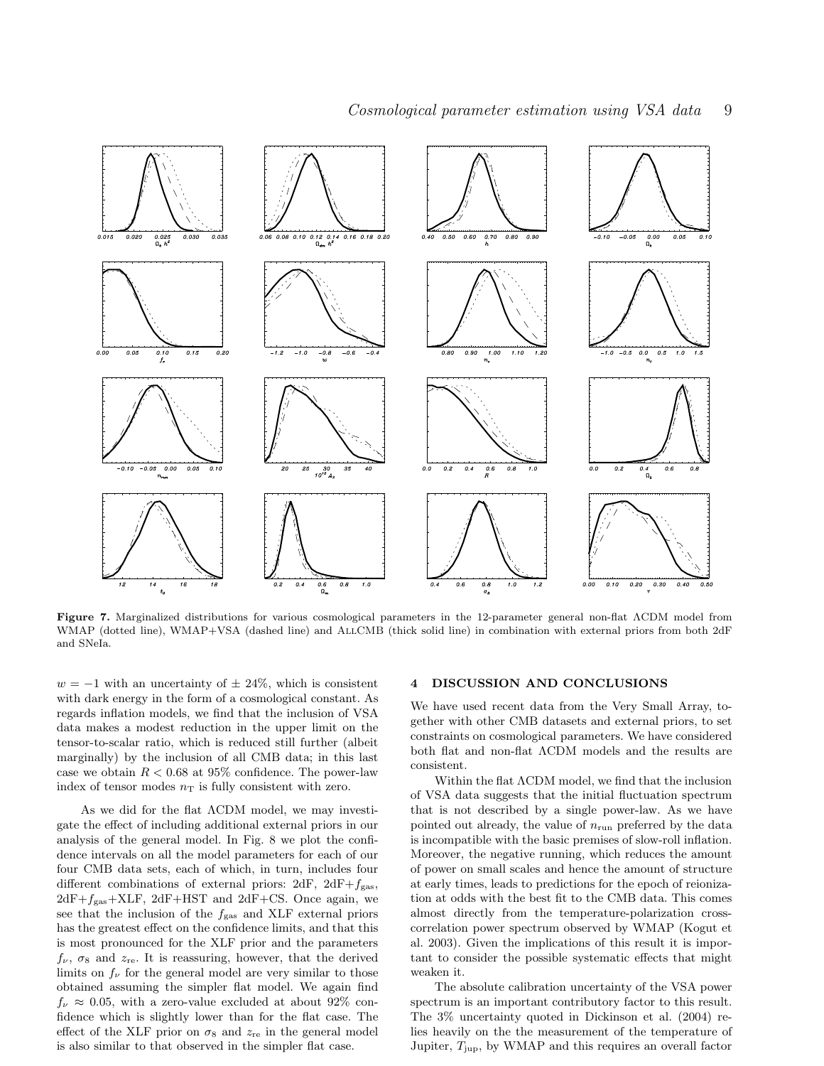**Figure 7.** Marginalized distributions for various cosmological parameters in the 12-parameter general non-flat ΛCDM model from WMAP (dotted line), WMAP+VSA (dashed line) and AllCMB (thick solid line) in combination with external priors from both 2dF and SNeIa.

$w = -1$ with an uncertainty of $\pm$ 24%, which is consistent with dark energy in the form of a cosmological constant. As regards inflation models, we find that the inclusion of VSA data makes a modest reduction in the upper limit on the tensor-to-scalar ratio, which is reduced still further (albeit marginally) by the inclusion of all CMB data; in this last case we obtain $R < 0.68$ at 95% confidence. The power-law index of tensor modes $n_{\rm T}$ is fully consistent with zero.

As we did for the flat ΛCDM model, we may investigate the effect of including additional external priors in our analysis of the general model. In Fig. 8 we plot the confidence intervals on all the model parameters for each of our four CMB data sets, each of which, in turn, includes four different combinations of external priors: 2dF, 2dF+$f_{\rm gas}$, 2dF+$f_{\rm gas}$+XLF, 2dF+HST and 2dF+CS. Once again, we see that the inclusion of the $f_{\rm gas}$ and XLF external priors has the greatest effect on the confidence limits, and that this is most pronounced for the XLF prior and the parameters $f_\nu$, $\sigma_8$ and $z_{\rm re}$. It is reassuring, however, that the derived limits on $f_\nu$ for the general model are very similar to those obtained assuming the simpler flat model. We again find $f_\nu \approx 0.05$, with a zero-value excluded at about 92% confidence which is slightly lower than for the flat case. The effect of the XLF prior on $\sigma_8$ and $z_{\rm re}$ in the general model is also similar to that observed in the simpler flat case.

## 4 DISCUSSION AND CONCLUSIONS

We have used recent data from the Very Small Array, together with other CMB datasets and external priors, to set constraints on cosmological parameters. We have considered both flat and non-flat ΛCDM models and the results are consistent.

Within the flat ΛCDM model, we find that the inclusion of VSA data suggests that the initial fluctuation spectrum that is not described by a single power-law. As we have pointed out already, the value of $n_{\rm run}$ preferred by the data is incompatible with the basic premises of slow-roll inflation. Moreover, the negative running, which reduces the amount of power on small scales and hence the amount of structure at early times, leads to predictions for the epoch of reionization at odds with the best fit to the CMB data. This comes almost directly from the temperature-polarization cross-correlation power spectrum observed by WMAP (Kogut et al. 2003). Given the implications of this result it is important to consider the possible systematic effects that might weaken it.

The absolute calibration uncertainty of the VSA power spectrum is an important contributory factor to this result. The 3% uncertainty quoted in Dickinson et al. (2004) relies heavily on the the measurement of the temperature of Jupiter, $T_{\rm jup}$, by WMAP and this requires an overall factor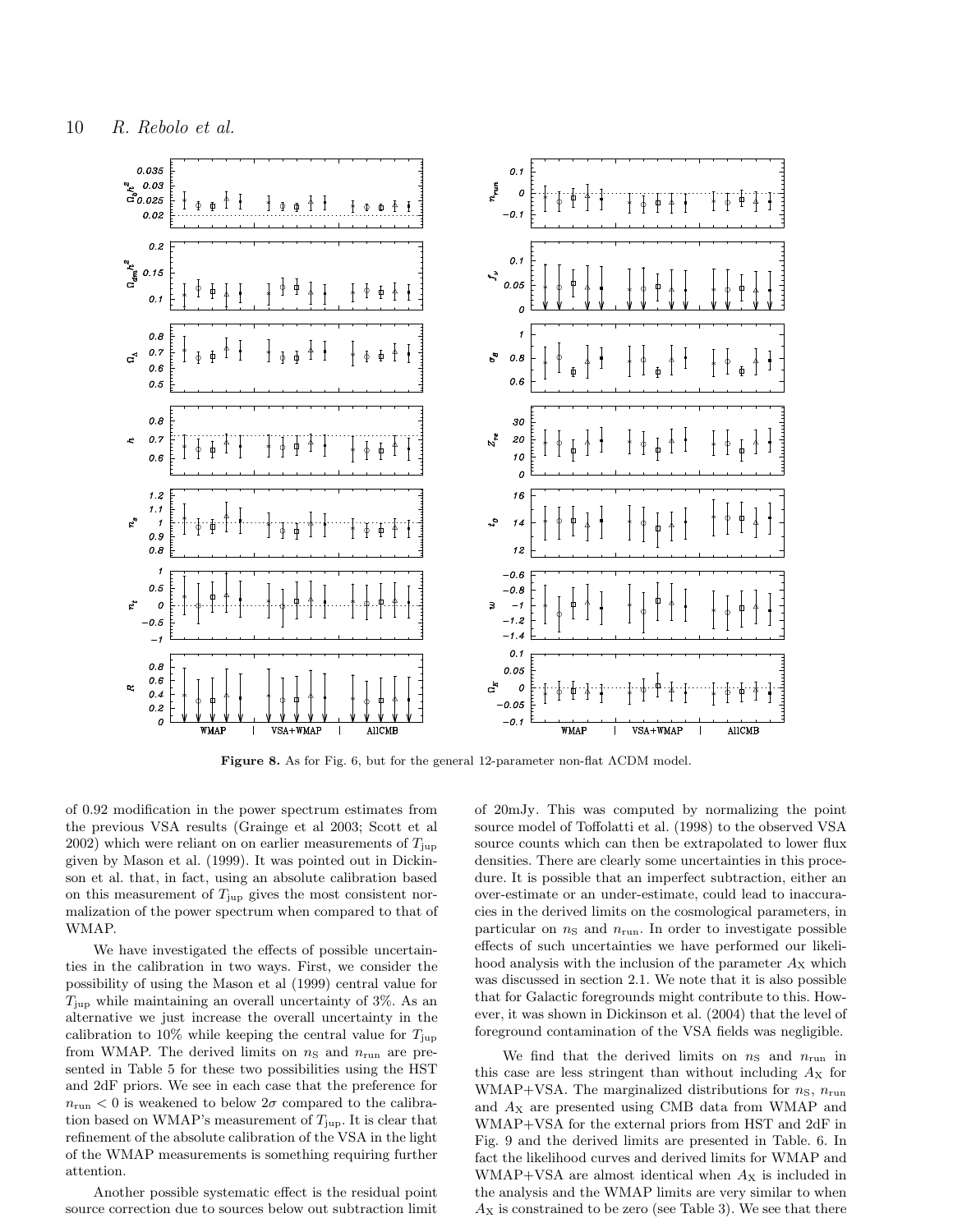**Figure 8.** As for Fig. 6, but for the general 12-parameter non-flat ΛCDM model.

of 0.92 modification in the power spectrum estimates from the previous VSA results (Grainge et al 2003; Scott et al 2002) which were reliant on on earlier measurements of $T_{\rm jup}$ given by Mason et al. (1999). It was pointed out in Dickinson et al. that, in fact, using an absolute calibration based on this measurement of $T_{\rm jup}$ gives the most consistent normalization of the power spectrum when compared to that of WMAP.

We have investigated the effects of possible uncertainties in the calibration in two ways. First, we consider the possibility of using the Mason et al (1999) central value for $T_{\rm jup}$ while maintaining an overall uncertainty of 3%. As an alternative we just increase the overall uncertainty in the calibration to 10% while keeping the central value for $T_{\rm jup}$ from WMAP. The derived limits on $n_{\rm S}$ and $n_{\rm run}$ are presented in Table 5 for these two possibilities using the HST and 2dF priors. We see in each case that the preference for $n_{\rm run} < 0$ is weakened to below $2\sigma$ compared to the calibration based on WMAP's measurement of $T_{\rm jup}$. It is clear that refinement of the absolute calibration of the VSA in the light of the WMAP measurements is something requiring further attention.

Another possible systematic effect is the residual point source correction due to sources below out subtraction limit of 20mJy. This was computed by normalizing the point source model of Toffolatti et al. (1998) to the observed VSA source counts which can then be extrapolated to lower flux densities. There are clearly some uncertainties in this procedure. It is possible that an imperfect subtraction, either an over-estimate or an under-estimate, could lead to inaccuracies in the derived limits on the cosmological parameters, in particular on $n_{\rm S}$ and $n_{\rm run}$. In order to investigate possible effects of such uncertainties we have performed our likelihood analysis with the inclusion of the parameter $A_{\rm X}$ which was discussed in section 2.1. We note that it is also possible that for Galactic foregrounds might contribute to this. However, it was shown in Dickinson et al. (2004) that the level of foreground contamination of the VSA fields was negligible.

We find that the derived limits on $n_{\rm S}$ and $n_{\rm run}$ in this case are less stringent than without including $A_{\rm X}$ for WMAP+VSA. The marginalized distributions for $n_{\rm S}$, $n_{\rm run}$ and $A_{\rm X}$ are presented using CMB data from WMAP and WMAP+VSA for the external priors from HST and 2dF in Fig. 9 and the derived limits are presented in Table. 6. In fact the likelihood curves and derived limits for WMAP and WMAP+VSA are almost identical when $A_{\rm X}$ is included in the analysis and the WMAP limits are very similar to when $A_{\rm X}$ is constrained to be zero (see Table 3). We see that there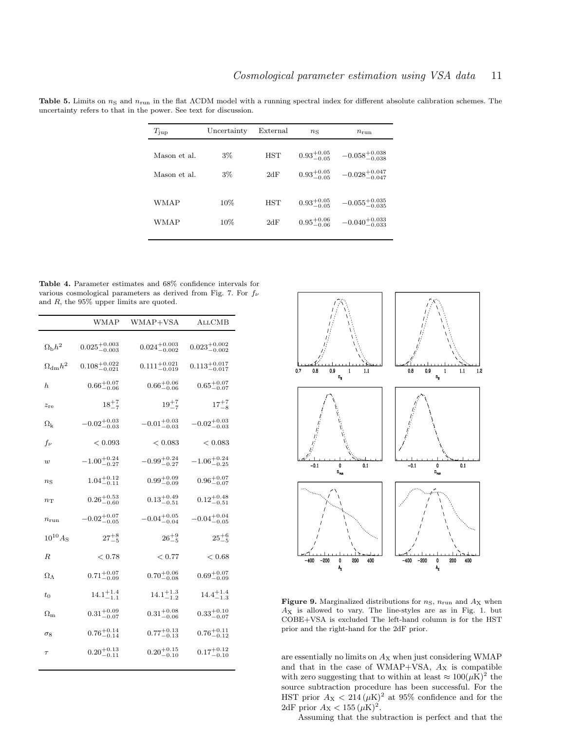**Table 5.** Limits on $n_{\rm S}$ and $n_{\rm run}$ in the flat ΛCDM model with a running spectral index for different absolute calibration schemes. The uncertainty refers to that in the power. See text for discussion.

| $T_{\rm jup}$ | Uncertainty | External | $n_{\rm S}$ | $n_{\rm run}$ |
|---|---|---|---|---|
| Mason et al. | 3% | HST | $0.93^{+0.05}_{-0.05}$ | $-0.058^{+0.038}_{-0.038}$ |
| Mason et al. | 3% | 2dF | $0.93^{+0.05}_{-0.05}$ | $-0.028^{+0.047}_{-0.047}$ |
| WMAP | 10% | HST | $0.93^{+0.05}_{-0.05}$ | $-0.055^{+0.035}_{-0.035}$ |
| WMAP | 10% | 2dF | $0.95^{+0.06}_{-0.06}$ | $-0.040^{+0.033}_{-0.033}$ |

**Table 4.** Parameter estimates and 68% confidence intervals for various cosmological parameters as derived from Fig. 7. For $f_\nu$ and $R$, the 95% upper limits are quoted.

| | WMAP | WMAP+VSA | AllCMB |
|---|---|---|---|
| $\Omega_{\rm b}h^2$ | $0.025^{+0.003}_{-0.003}$ | $0.024^{+0.003}_{-0.002}$ | $0.023^{+0.002}_{-0.002}$ |
| $\Omega_{\rm dm}h^2$ | $0.108^{+0.022}_{-0.021}$ | $0.111^{+0.021}_{-0.019}$ | $0.113^{+0.017}_{-0.017}$ |
| $h$ | $0.66^{+0.07}_{-0.06}$ | $0.66^{+0.06}_{-0.06}$ | $0.65^{+0.07}_{-0.07}$ |
| $z_{\rm re}$ | $18^{+7}_{-7}$ | $19^{+7}_{-7}$ | $17^{+7}_{-8}$ |
| $\Omega_{\rm k}$ | $-0.02^{+0.03}_{-0.03}$ | $-0.01^{+0.03}_{-0.03}$ | $-0.02^{+0.03}_{-0.03}$ |
| $f_\nu$ | $< 0.093$ | $< 0.083$ | $< 0.083$ |
| $w$ | $-1.00^{+0.24}_{-0.27}$ | $-0.99^{+0.24}_{-0.27}$ | $-1.06^{+0.24}_{-0.25}$ |
| $n_{\rm S}$ | $1.04^{+0.12}_{-0.11}$ | $0.99^{+0.09}_{-0.09}$ | $0.96^{+0.07}_{-0.07}$ |
| $n_{\rm T}$ | $0.26^{+0.53}_{-0.60}$ | $0.13^{+0.49}_{-0.51}$ | $0.12^{+0.48}_{-0.51}$ |
| $n_{\rm run}$ | $-0.02^{+0.07}_{-0.05}$ | $-0.04^{+0.05}_{-0.04}$ | $-0.04^{+0.04}_{-0.05}$ |
| $10^{10}A_{\rm S}$ | $27^{+8}_{-5}$ | $26^{+9}_{-5}$ | $25^{+6}_{-5}$ |
| $R$ | $< 0.78$ | $< 0.77$ | $< 0.68$ |
| $\Omega_\Lambda$ | $0.71^{+0.07}_{-0.09}$ | $0.70^{+0.06}_{-0.08}$ | $0.69^{+0.07}_{-0.09}$ |
| $t_0$ | $14.1^{+1.4}_{-1.1}$ | $14.1^{+1.3}_{-1.2}$ | $14.4^{+1.4}_{-1.3}$ |
| $\Omega_{\rm m}$ | $0.31^{+0.09}_{-0.07}$ | $0.31^{+0.08}_{-0.06}$ | $0.33^{+0.10}_{-0.07}$ |
| $\sigma_8$ | $0.76^{+0.14}_{-0.14}$ | $0.77^{+0.13}_{-0.13}$ | $0.76^{+0.11}_{-0.12}$ |
| $\tau$ | $0.20^{+0.13}_{-0.11}$ | $0.20^{+0.15}_{-0.10}$ | $0.17^{+0.12}_{-0.10}$ |

**Figure 9.** Marginalized distributions for $n_{\rm S}$, $n_{\rm run}$ and $A_{\rm X}$ when $A_{\rm X}$ is allowed to vary. The line-styles are as in Fig. 1. but COBE+VSA is excluded The left-hand column is for the HST prior and the right-hand for the 2dF prior.

are essentially no limits on $A_{\rm X}$ when just considering WMAP and that in the case of WMAP+VSA, $A_{\rm X}$ is compatible with zero suggesting that to within at least $\approx 100(\mu{\rm K})^2$ the source subtraction procedure has been successful. For the HST prior $A_{\rm X} < 214\,(\mu{\rm K})^2$ at 95% confidence and for the 2dF prior $A_{\rm X} < 155\,(\mu{\rm K})^2$.

Assuming that the subtraction is perfect and that the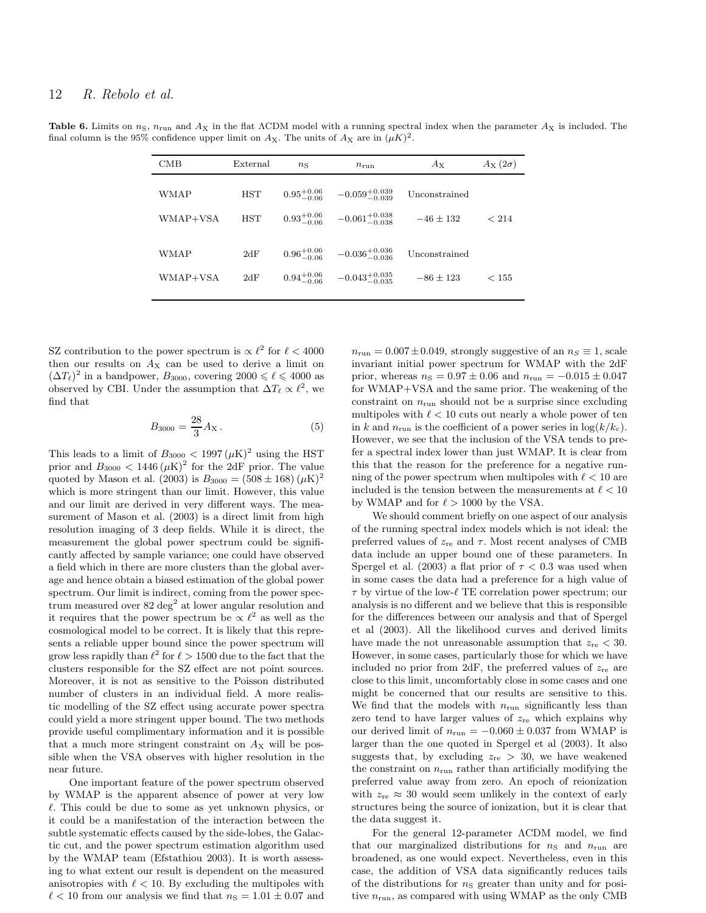**Table 6.** Limits on $n_{\rm S}$, $n_{\rm run}$ and $A_{\rm X}$ in the flat ΛCDM model with a running spectral index when the parameter $A_{\rm X}$ is included. The final column is the 95% confidence upper limit on $A_{\rm X}$. The units of $A_{\rm X}$ are in $(\mu K)^2$.

| CMB | External | $n_{\rm S}$ | $n_{\rm run}$ | $A_{\rm X}$ | $A_{\rm X}\,(2\sigma)$ |
|---|---|---|---|---|---|
| WMAP | HST | $0.95^{+0.06}_{-0.06}$ | $-0.059^{+0.039}_{-0.039}$ | Unconstrained | |
| WMAP+VSA | HST | $0.93^{+0.06}_{-0.06}$ | $-0.061^{+0.038}_{-0.038}$ | $-46 \pm 132$ | $< 214$ |
| WMAP | 2dF | $0.96^{+0.06}_{-0.06}$ | $-0.036^{+0.036}_{-0.036}$ | Unconstrained | |
| WMAP+VSA | 2dF | $0.94^{+0.06}_{-0.06}$ | $-0.043^{+0.035}_{-0.035}$ | $-86 \pm 123$ | $< 155$ |

SZ contribution to the power spectrum is $\propto \ell^2$ for $\ell < 4000$ then our results on $A_{\rm X}$ can be used to derive a limit on $(\Delta T_\ell)^2$ in a bandpower, $B_{3000}$, covering $2000 \leqslant \ell \leqslant 4000$ as observed by CBI. Under the assumption that $\Delta T_\ell \propto \ell^2$, we find that

$$B_{3000} = \frac{28}{3} A_{\rm X} \,. \tag{5}$$

This leads to a limit of $B_{3000} < 1997\,(\mu{\rm K})^2$ using the HST prior and $B_{3000} < 1446\,(\mu{\rm K})^2$ for the 2dF prior. The value quoted by Mason et al. (2003) is $B_{3000} = (508 \pm 168)\,(\mu{\rm K})^2$ which is more stringent than our limit. However, this value and our limit are derived in very different ways. The measurement of Mason et al. (2003) is a direct limit from high resolution imaging of 3 deep fields. While it is direct, the measurement the global power spectrum could be significantly affected by sample variance; one could have observed a field which in there are more clusters than the global average and hence obtain a biased estimation of the global power spectrum. Our limit is indirect, coming from the power spectrum measured over 82 deg$^2$ at lower angular resolution and it requires that the power spectrum be $\propto \ell^2$ as well as the cosmological model to be correct. It is likely that this represents a reliable upper bound since the power spectrum will grow less rapidly than $\ell^2$ for $\ell > 1500$ due to the fact that the clusters responsible for the SZ effect are not point sources. Moreover, it is not as sensitive to the Poisson distributed number of clusters in an individual field. A more realistic modelling of the SZ effect using accurate power spectra could yield a more stringent upper bound. The two methods provide useful complimentary information and it is possible that a much more stringent constraint on $A_{\rm X}$ will be possible when the VSA observes with higher resolution in the near future.

One important feature of the power spectrum observed by WMAP is the apparent absence of power at very low $\ell$. This could be due to some as yet unknown physics, or it could be a manifestation of the interaction between the subtle systematic effects caused by the side-lobes, the Galactic cut, and the power spectrum estimation algorithm used by the WMAP team (Efstathiou 2003). It is worth assessing to what extent our result is dependent on the measured anisotropies with $\ell < 10$. By excluding the multipoles with $\ell < 10$ from our analysis we find that $n_{\rm S} = 1.01 \pm 0.07$ and $n_{\rm run} = 0.007 \pm 0.049$, strongly suggestive of an $n_S \equiv 1$, scale invariant initial power spectrum for WMAP with the 2dF prior, whereas $n_{\rm S} = 0.97 \pm 0.06$ and $n_{\rm run} = -0.015 \pm 0.047$ for WMAP+VSA and the same prior. The weakening of the constraint on $n_{\rm run}$ should not be a surprise since excluding multipoles with $\ell < 10$ cuts out nearly a whole power of ten in $k$ and $n_{\rm run}$ is the coefficient of a power series in $\log(k/k_{\rm c})$. However, we see that the inclusion of the VSA tends to prefer a spectral index lower than just WMAP. It is clear from this that the reason for the preference for a negative running of the power spectrum when multipoles with $\ell < 10$ are included is the tension between the measurements at $\ell < 10$ by WMAP and for $\ell > 1000$ by the VSA.

We should comment briefly on one aspect of our analysis of the running spectral index models which is not ideal: the preferred values of $z_{\rm re}$ and $\tau$. Most recent analyses of CMB data include an upper bound one of these parameters. In Spergel et al. (2003) a flat prior of $\tau < 0.3$ was used when in some cases the data had a preference for a high value of $\tau$ by virtue of the low-$\ell$ TE correlation power spectrum; our analysis is no different and we believe that this is responsible for the differences between our analysis and that of Spergel et al (2003). All the likelihood curves and derived limits have made the not unreasonable assumption that $z_{\rm re} < 30$. However, in some cases, particularly those for which we have included no prior from 2dF, the preferred values of $z_{\rm re}$ are close to this limit, uncomfortably close in some cases and one might be concerned that our results are sensitive to this. We find that the models with $n_{\rm run}$ significantly less than zero tend to have larger values of $z_{\rm re}$ which explains why our derived limit of $n_{\rm run} = -0.060 \pm 0.037$ from WMAP is larger than the one quoted in Spergel et al (2003). It also suggests that, by excluding $z_{\rm re} > 30$, we have weakened the constraint on $n_{\rm run}$ rather than artificially modifying the preferred value away from zero. An epoch of reionization with $z_{\rm re} \approx 30$ would seem unlikely in the context of early structures being the source of ionization, but it is clear that the data suggest it.

For the general 12-parameter ΛCDM model, we find that our marginalized distributions for $n_{\rm S}$ and $n_{\rm run}$ are broadened, as one would expect. Nevertheless, even in this case, the addition of VSA data significantly reduces tails of the distributions for $n_{\rm S}$ greater than unity and for positive $n_{\rm run}$, as compared with using WMAP as the only CMB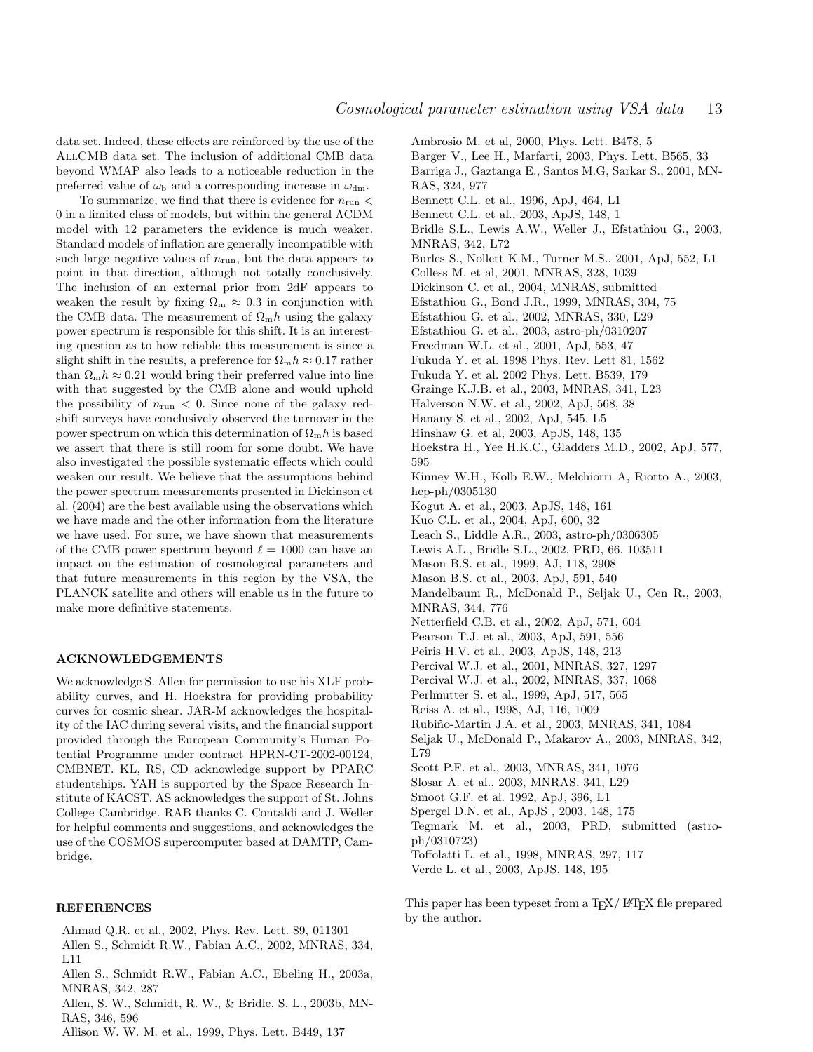data set. Indeed, these effects are reinforced by the use of the AllCMB data set. The inclusion of additional CMB data beyond WMAP also leads to a noticeable reduction in the preferred value of $\omega_{\rm b}$ and a corresponding increase in $\omega_{\rm dm}$.

To summarize, we find that there is evidence for $n_{\rm run} < 0$ in a limited class of models, but within the general ΛCDM model with 12 parameters the evidence is much weaker. Standard models of inflation are generally incompatible with such large negative values of $n_{\rm run}$, but the data appears to point in that direction, although not totally conclusively. The inclusion of an external prior from 2dF appears to weaken the result by fixing $\Omega_{\rm m} \approx 0.3$ in conjunction with the CMB data. The measurement of $\Omega_{\rm m}h$ using the galaxy power spectrum is responsible for this shift. It is an interesting question as to how reliable this measurement is since a slight shift in the results, a preference for $\Omega_{\rm m}h \approx 0.17$ rather than $\Omega_{\rm m}h \approx 0.21$ would bring their preferred value into line with that suggested by the CMB alone and would uphold the possibility of $n_{\rm run} < 0$. Since none of the galaxy redshift surveys have conclusively observed the turnover in the power spectrum on which this determination of $\Omega_{\rm m}h$ is based we assert that there is still room for some doubt. We have also investigated the possible systematic effects which could weaken our result. We believe that the assumptions behind the power spectrum measurements presented in Dickinson et al. (2004) are the best available using the observations which we have made and the other information from the literature we have used. For sure, we have shown that measurements of the CMB power spectrum beyond $\ell = 1000$ can have an impact on the estimation of cosmological parameters and that future measurements in this region by the VSA, the PLANCK satellite and others will enable us in the future to make more definitive statements.

## ACKNOWLEDGEMENTS

We acknowledge S. Allen for permission to use his XLF probability curves, and H. Hoekstra for providing probability curves for cosmic shear. JAR-M acknowledges the hospitality of the IAC during several visits, and the financial support provided through the European Community's Human Potential Programme under contract HPRN-CT-2002-00124, CMBNET. KL, RS, CD acknowledge support by PPARC studentships. YAH is supported by the Space Research Institute of KACST. AS acknowledges the support of St. Johns College Cambridge. RAB thanks C. Contaldi and J. Weller for helpful comments and suggestions, and acknowledges the use of the COSMOS supercomputer based at DAMTP, Cambridge.

## REFERENCES

Ahmad Q.R. et al., 2002, Phys. Rev. Lett. 89, 011301
Allen S., Schmidt R.W., Fabian A.C., 2002, MNRAS, 334, L11
Allen S., Schmidt R.W., Fabian A.C., Ebeling H., 2003a, MNRAS, 342, 287
Allen, S. W., Schmidt, R. W., & Bridle, S. L., 2003b, MNRAS, 346, 596
Allison W. W. M. et al., 1999, Phys. Lett. B449, 137
Ambrosio M. et al, 2000, Phys. Lett. B478, 5
Barger V., Lee H., Marfarti, 2003, Phys. Lett. B565, 33
Barriga J., Gaztanga E., Santos M.G, Sarkar S., 2001, MNRAS, 324, 977
Bennett C.L. et al., 1996, ApJ, 464, L1
Bennett C.L. et al., 2003, ApJS, 148, 1
Bridle S.L., Lewis A.W., Weller J., Efstathiou G., 2003, MNRAS, 342, L72
Burles S., Nollett K.M., Turner M.S., 2001, ApJ, 552, L1
Colless M. et al, 2001, MNRAS, 328, 1039
Dickinson C. et al., 2004, MNRAS, submitted
Efstathiou G., Bond J.R., 1999, MNRAS, 304, 75
Efstathiou G. et al., 2002, MNRAS, 330, L29
Efstathiou G. et al., 2003, astro-ph/0310207
Freedman W.L. et al., 2001, ApJ, 553, 47
Fukuda Y. et al. 1998 Phys. Rev. Lett 81, 1562
Fukuda Y. et al. 2002 Phys. Lett. B539, 179
Grainge K.J.B. et al., 2003, MNRAS, 341, L23
Halverson N.W. et al., 2002, ApJ, 568, 38
Hanany S. et al., 2002, ApJ, 545, L5
Hinshaw G. et al, 2003, ApJS, 148, 135
Hoekstra H., Yee H.K.C., Gladders M.D., 2002, ApJ, 577, 595
Kinney W.H., Kolb E.W., Melchiorri A, Riotto A., 2003, hep-ph/0305130
Kogut A. et al., 2003, ApJS, 148, 161
Kuo C.L. et al., 2004, ApJ, 600, 32
Leach S., Liddle A.R., 2003, astro-ph/0306305
Lewis A.L., Bridle S.L., 2002, PRD, 66, 103511
Mason B.S. et al., 1999, AJ, 118, 2908
Mason B.S. et al., 2003, ApJ, 591, 540
Mandelbaum R., McDonald P., Seljak U., Cen R., 2003, MNRAS, 344, 776
Netterfield C.B. et al., 2002, ApJ, 571, 604
Pearson T.J. et al., 2003, ApJ, 591, 556
Peiris H.V. et al., 2003, ApJS, 148, 213
Percival W.J. et al., 2001, MNRAS, 327, 1297
Percival W.J. et al., 2002, MNRAS, 337, 1068
Perlmutter S. et al., 1999, ApJ, 517, 565
Reiss A. et al., 1998, AJ, 116, 1009
Rubiño-Martin J.A. et al., 2003, MNRAS, 341, 1084
Seljak U., McDonald P., Makarov A., 2003, MNRAS, 342, L79
Scott P.F. et al., 2003, MNRAS, 341, 1076
Slosar A. et al., 2003, MNRAS, 341, L29
Smoot G.F. et al. 1992, ApJ, 396, L1
Spergel D.N. et al., ApJS , 2003, 148, 175
Tegmark M. et al., 2003, PRD, submitted (astro-ph/0310723)
Toffolatti L. et al., 1998, MNRAS, 297, 117
Verde L. et al., 2003, ApJS, 148, 195

This paper has been typeset from a TEX/ LATEX file prepared by the author.